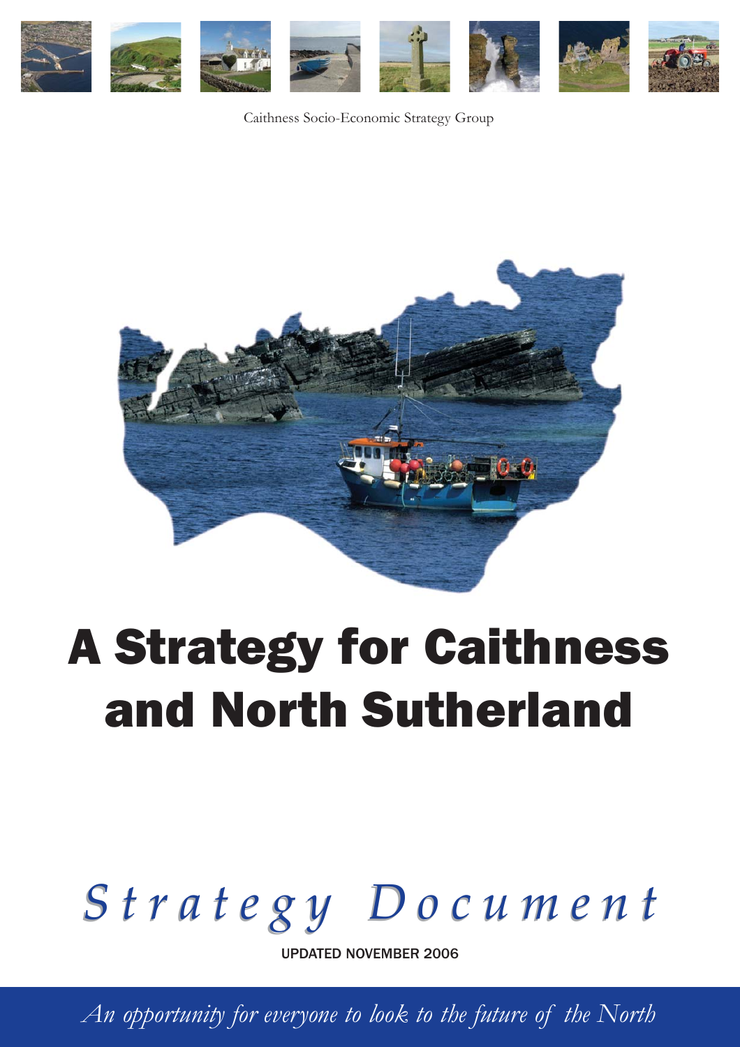Caithness Socio-Economic Strategy Group

# A Strategy for Caithness and North Sutherland

## *Strategy Document*

UPDATED NOVEMBER 2006

*An opportunity for everyone to look to the future of the North*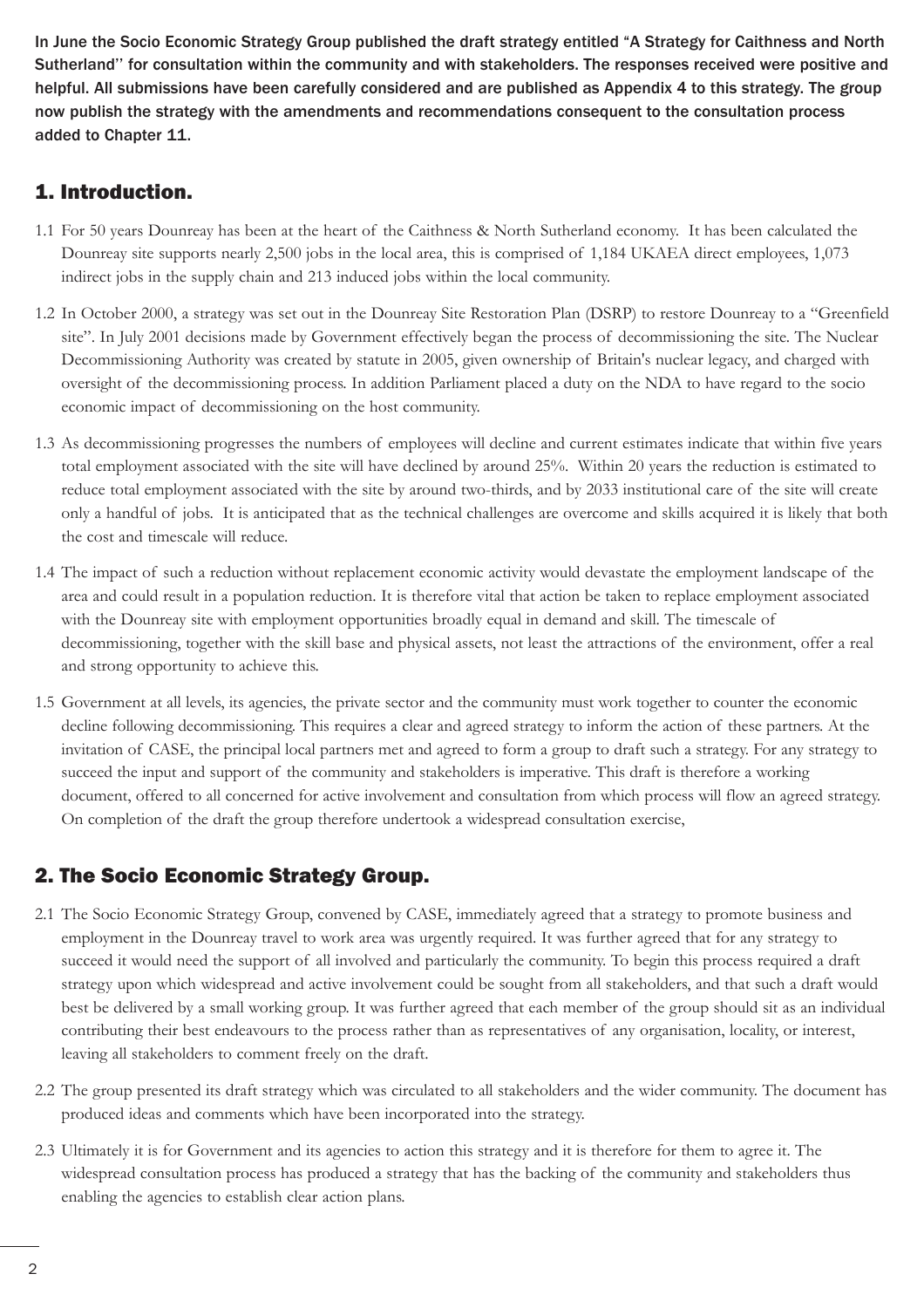**In June the Socio Economic Strategy Group published the draft strategy entitled "A Strategy for Caithness and North Sutherland'' for consultation within the community and with stakeholders. The responses received were positive and helpful. All submissions have been carefully considered and are published as Appendix 4 to this strategy. The group now publish the strategy with the amendments and recommendations consequent to the consultation process added to Chapter 11.**

## 1. Introduction.

1.1 For 50 years Dounreay has been at the heart of the Caithness & North Sutherland economy. It has been calculated the Dounreay site supports nearly 2,500 jobs in the local area, this is comprised of 1,184 UKAEA direct employees, 1,073 indirect jobs in the supply chain and 213 induced jobs within the local community.

1.2 In October 2000, a strategy was set out in the Dounreay Site Restoration Plan (DSRP) to restore Dounreay to a "Greenfield site". In July 2001 decisions made by Government effectively began the process of decommissioning the site. The Nuclear Decommissioning Authority was created by statute in 2005, given ownership of Britain's nuclear legacy, and charged with oversight of the decommissioning process. In addition Parliament placed a duty on the NDA to have regard to the socio economic impact of decommissioning on the host community.

1.3 As decommissioning progresses the numbers of employees will decline and current estimates indicate that within five years total employment associated with the site will have declined by around 25%. Within 20 years the reduction is estimated to reduce total employment associated with the site by around two-thirds, and by 2033 institutional care of the site will create only a handful of jobs. It is anticipated that as the technical challenges are overcome and skills acquired it is likely that both the cost and timescale will reduce.

1.4 The impact of such a reduction without replacement economic activity would devastate the employment landscape of the area and could result in a population reduction. It is therefore vital that action be taken to replace employment associated with the Dounreay site with employment opportunities broadly equal in demand and skill. The timescale of decommissioning, together with the skill base and physical assets, not least the attractions of the environment, offer a real and strong opportunity to achieve this.

1.5 Government at all levels, its agencies, the private sector and the community must work together to counter the economic decline following decommissioning. This requires a clear and agreed strategy to inform the action of these partners. At the invitation of CASE, the principal local partners met and agreed to form a group to draft such a strategy. For any strategy to succeed the input and support of the community and stakeholders is imperative. This draft is therefore a working document, offered to all concerned for active involvement and consultation from which process will flow an agreed strategy. On completion of the draft the group therefore undertook a widespread consultation exercise,

## 2. The Socio Economic Strategy Group.

2.1 The Socio Economic Strategy Group, convened by CASE, immediately agreed that a strategy to promote business and employment in the Dounreay travel to work area was urgently required. It was further agreed that for any strategy to succeed it would need the support of all involved and particularly the community. To begin this process required a draft strategy upon which widespread and active involvement could be sought from all stakeholders, and that such a draft would best be delivered by a small working group. It was further agreed that each member of the group should sit as an individual contributing their best endeavours to the process rather than as representatives of any organisation, locality, or interest, leaving all stakeholders to comment freely on the draft.

2.2 The group presented its draft strategy which was circulated to all stakeholders and the wider community. The document has produced ideas and comments which have been incorporated into the strategy.

2.3 Ultimately it is for Government and its agencies to action this strategy and it is therefore for them to agree it. The widespread consultation process has produced a strategy that has the backing of the community and stakeholders thus enabling the agencies to establish clear action plans.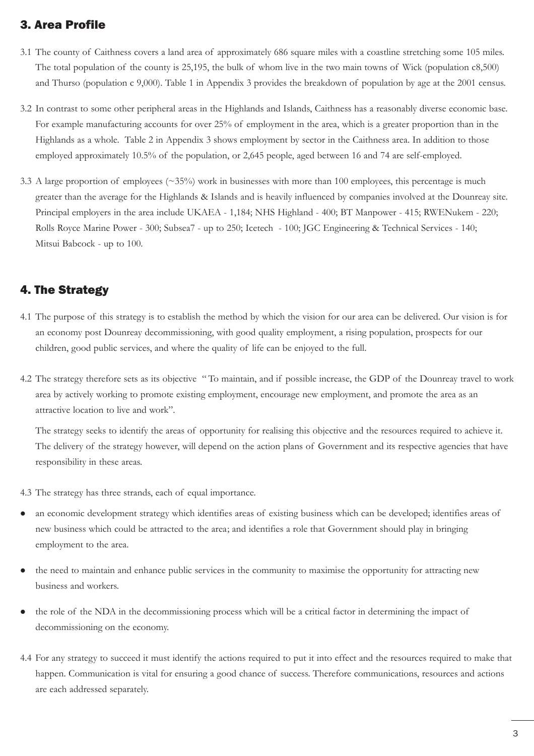## 3. Area Profile

3.1 The county of Caithness covers a land area of approximately 686 square miles with a coastline stretching some 105 miles. The total population of the county is 25,195, the bulk of whom live in the two main towns of Wick (population c8,500) and Thurso (population c 9,000). Table 1 in Appendix 3 provides the breakdown of population by age at the 2001 census.

3.2 In contrast to some other peripheral areas in the Highlands and Islands, Caithness has a reasonably diverse economic base. For example manufacturing accounts for over 25% of employment in the area, which is a greater proportion than in the Highlands as a whole. Table 2 in Appendix 3 shows employment by sector in the Caithness area. In addition to those employed approximately 10.5% of the population, or 2,645 people, aged between 16 and 74 are self-employed.

3.3 A large proportion of employees (~35%) work in businesses with more than 100 employees, this percentage is much greater than the average for the Highlands & Islands and is heavily influenced by companies involved at the Dounreay site. Principal employers in the area include UKAEA - 1,184; NHS Highland - 400; BT Manpower - 415; RWENukem - 220; Rolls Royce Marine Power - 300; Subsea7 - up to 250; Icetech - 100; JGC Engineering & Technical Services - 140; Mitsui Babcock - up to 100.

## 4. The Strategy

4.1 The purpose of this strategy is to establish the method by which the vision for our area can be delivered. Our vision is for an economy post Dounreay decommissioning, with good quality employment, a rising population, prospects for our children, good public services, and where the quality of life can be enjoyed to the full.

4.2 The strategy therefore sets as its objective "To maintain, and if possible increase, the GDP of the Dounreay travel to work area by actively working to promote existing employment, encourage new employment, and promote the area as an attractive location to live and work".

The strategy seeks to identify the areas of opportunity for realising this objective and the resources required to achieve it. The delivery of the strategy however, will depend on the action plans of Government and its respective agencies that have responsibility in these areas.

4.3 The strategy has three strands, each of equal importance.

- an economic development strategy which identifies areas of existing business which can be developed; identifies areas of new business which could be attracted to the area; and identifies a role that Government should play in bringing employment to the area.
- the need to maintain and enhance public services in the community to maximise the opportunity for attracting new business and workers.
- the role of the NDA in the decommissioning process which will be a critical factor in determining the impact of decommissioning on the economy.

4.4 For any strategy to succeed it must identify the actions required to put it into effect and the resources required to make that happen. Communication is vital for ensuring a good chance of success. Therefore communications, resources and actions are each addressed separately.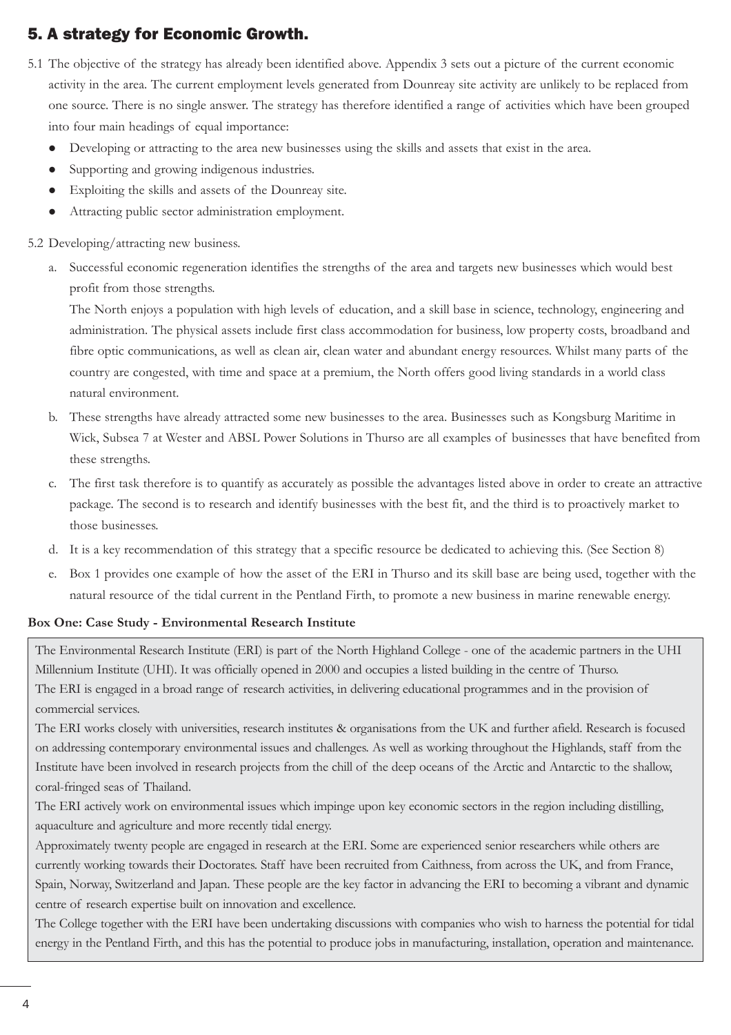## 5. A strategy for Economic Growth.

5.1 The objective of the strategy has already been identified above. Appendix 3 sets out a picture of the current economic activity in the area. The current employment levels generated from Dounreay site activity are unlikely to be replaced from one source. There is no single answer. The strategy has therefore identified a range of activities which have been grouped into four main headings of equal importance:

- Developing or attracting to the area new businesses using the skills and assets that exist in the area.
- Supporting and growing indigenous industries.
- Exploiting the skills and assets of the Dounreay site.
- Attracting public sector administration employment.

5.2 Developing/attracting new business.

a. Successful economic regeneration identifies the strengths of the area and targets new businesses which would best profit from those strengths.

   The North enjoys a population with high levels of education, and a skill base in science, technology, engineering and administration. The physical assets include first class accommodation for business, low property costs, broadband and fibre optic communications, as well as clean air, clean water and abundant energy resources. Whilst many parts of the country are congested, with time and space at a premium, the North offers good living standards in a world class natural environment.

b. These strengths have already attracted some new businesses to the area. Businesses such as Kongsburg Maritime in Wick, Subsea 7 at Wester and ABSL Power Solutions in Thurso are all examples of businesses that have benefited from these strengths.

c. The first task therefore is to quantify as accurately as possible the advantages listed above in order to create an attractive package. The second is to research and identify businesses with the best fit, and the third is to proactively market to those businesses.

d. It is a key recommendation of this strategy that a specific resource be dedicated to achieving this. (See Section 8)

e. Box 1 provides one example of how the asset of the ERI in Thurso and its skill base are being used, together with the natural resource of the tidal current in the Pentland Firth, to promote a new business in marine renewable energy.

**Box One: Case Study - Environmental Research Institute**

The Environmental Research Institute (ERI) is part of the North Highland College - one of the academic partners in the UHI Millennium Institute (UHI). It was officially opened in 2000 and occupies a listed building in the centre of Thurso.

The ERI is engaged in a broad range of research activities, in delivering educational programmes and in the provision of commercial services.

The ERI works closely with universities, research institutes & organisations from the UK and further afield. Research is focused on addressing contemporary environmental issues and challenges. As well as working throughout the Highlands, staff from the Institute have been involved in research projects from the chill of the deep oceans of the Arctic and Antarctic to the shallow, coral-fringed seas of Thailand.

The ERI actively work on environmental issues which impinge upon key economic sectors in the region including distilling, aquaculture and agriculture and more recently tidal energy.

Approximately twenty people are engaged in research at the ERI. Some are experienced senior researchers while others are currently working towards their Doctorates. Staff have been recruited from Caithness, from across the UK, and from France, Spain, Norway, Switzerland and Japan. These people are the key factor in advancing the ERI to becoming a vibrant and dynamic centre of research expertise built on innovation and excellence.

The College together with the ERI have been undertaking discussions with companies who wish to harness the potential for tidal energy in the Pentland Firth, and this has the potential to produce jobs in manufacturing, installation, operation and maintenance.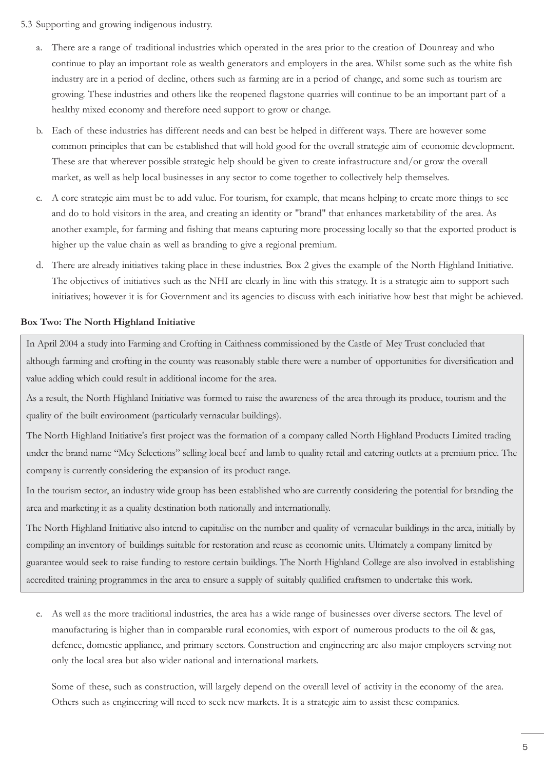5.3 Supporting and growing indigenous industry.

a. There are a range of traditional industries which operated in the area prior to the creation of Dounreay and who continue to play an important role as wealth generators and employers in the area. Whilst some such as the white fish industry are in a period of decline, others such as farming are in a period of change, and some such as tourism are growing. These industries and others like the reopened flagstone quarries will continue to be an important part of a healthy mixed economy and therefore need support to grow or change.

b. Each of these industries has different needs and can best be helped in different ways. There are however some common principles that can be established that will hold good for the overall strategic aim of economic development. These are that wherever possible strategic help should be given to create infrastructure and/or grow the overall market, as well as help local businesses in any sector to come together to collectively help themselves.

c. A core strategic aim must be to add value. For tourism, for example, that means helping to create more things to see and do to hold visitors in the area, and creating an identity or "brand" that enhances marketability of the area. As another example, for farming and fishing that means capturing more processing locally so that the exported product is higher up the value chain as well as branding to give a regional premium.

d. There are already initiatives taking place in these industries. Box 2 gives the example of the North Highland Initiative. The objectives of initiatives such as the NHI are clearly in line with this strategy. It is a strategic aim to support such initiatives; however it is for Government and its agencies to discuss with each initiative how best that might be achieved.

**Box Two: The North Highland Initiative**

In April 2004 a study into Farming and Crofting in Caithness commissioned by the Castle of Mey Trust concluded that although farming and crofting in the county was reasonably stable there were a number of opportunities for diversification and value adding which could result in additional income for the area.

As a result, the North Highland Initiative was formed to raise the awareness of the area through its produce, tourism and the quality of the built environment (particularly vernacular buildings).

The North Highland Initiative's first project was the formation of a company called North Highland Products Limited trading under the brand name "Mey Selections" selling local beef and lamb to quality retail and catering outlets at a premium price. The company is currently considering the expansion of its product range.

In the tourism sector, an industry wide group has been established who are currently considering the potential for branding the area and marketing it as a quality destination both nationally and internationally.

The North Highland Initiative also intend to capitalise on the number and quality of vernacular buildings in the area, initially by compiling an inventory of buildings suitable for restoration and reuse as economic units. Ultimately a company limited by guarantee would seek to raise funding to restore certain buildings. The North Highland College are also involved in establishing accredited training programmes in the area to ensure a supply of suitably qualified craftsmen to undertake this work.

e. As well as the more traditional industries, the area has a wide range of businesses over diverse sectors. The level of manufacturing is higher than in comparable rural economies, with export of numerous products to the oil & gas, defence, domestic appliance, and primary sectors. Construction and engineering are also major employers serving not only the local area but also wider national and international markets.

Some of these, such as construction, will largely depend on the overall level of activity in the economy of the area. Others such as engineering will need to seek new markets. It is a strategic aim to assist these companies.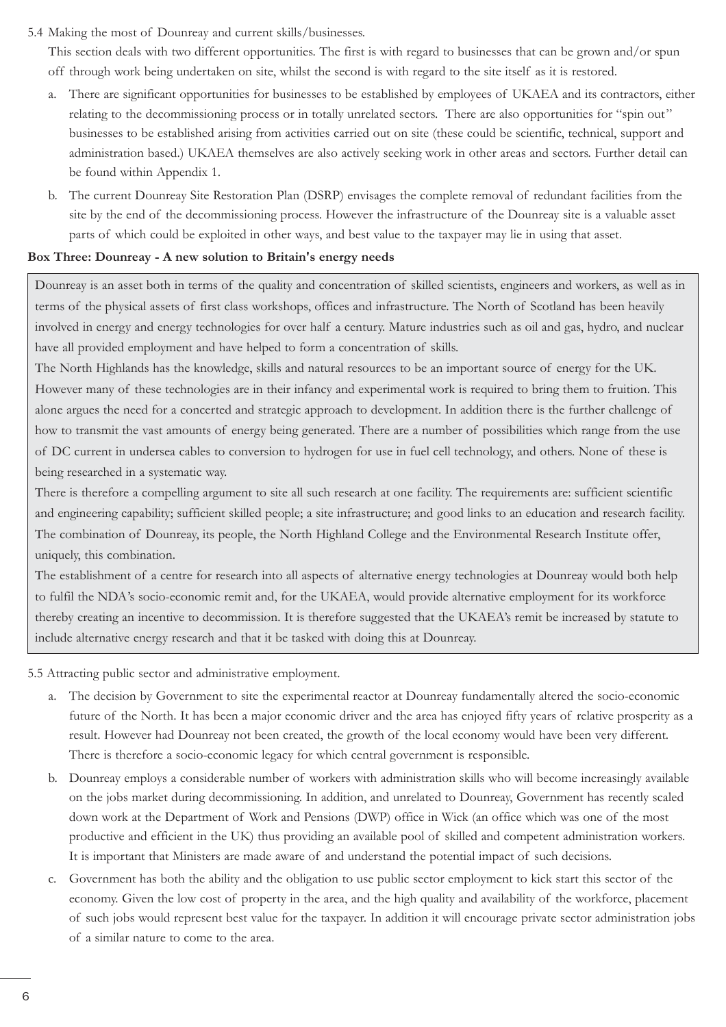5.4 Making the most of Dounreay and current skills/businesses.

This section deals with two different opportunities. The first is with regard to businesses that can be grown and/or spun off through work being undertaken on site, whilst the second is with regard to the site itself as it is restored.

a. There are significant opportunities for businesses to be established by employees of UKAEA and its contractors, either relating to the decommissioning process or in totally unrelated sectors. There are also opportunities for "spin out" businesses to be established arising from activities carried out on site (these could be scientific, technical, support and administration based.) UKAEA themselves are also actively seeking work in other areas and sectors. Further detail can be found within Appendix 1.

b. The current Dounreay Site Restoration Plan (DSRP) envisages the complete removal of redundant facilities from the site by the end of the decommissioning process. However the infrastructure of the Dounreay site is a valuable asset parts of which could be exploited in other ways, and best value to the taxpayer may lie in using that asset.

**Box Three: Dounreay - A new solution to Britain's energy needs**

Dounreay is an asset both in terms of the quality and concentration of skilled scientists, engineers and workers, as well as in terms of the physical assets of first class workshops, offices and infrastructure. The North of Scotland has been heavily involved in energy and energy technologies for over half a century. Mature industries such as oil and gas, hydro, and nuclear have all provided employment and have helped to form a concentration of skills.

The North Highlands has the knowledge, skills and natural resources to be an important source of energy for the UK. However many of these technologies are in their infancy and experimental work is required to bring them to fruition. This alone argues the need for a concerted and strategic approach to development. In addition there is the further challenge of how to transmit the vast amounts of energy being generated. There are a number of possibilities which range from the use of DC current in undersea cables to conversion to hydrogen for use in fuel cell technology, and others. None of these is being researched in a systematic way.

There is therefore a compelling argument to site all such research at one facility. The requirements are: sufficient scientific and engineering capability; sufficient skilled people; a site infrastructure; and good links to an education and research facility. The combination of Dounreay, its people, the North Highland College and the Environmental Research Institute offer, uniquely, this combination.

The establishment of a centre for research into all aspects of alternative energy technologies at Dounreay would both help to fulfil the NDA's socio-economic remit and, for the UKAEA, would provide alternative employment for its workforce thereby creating an incentive to decommission. It is therefore suggested that the UKAEA's remit be increased by statute to include alternative energy research and that it be tasked with doing this at Dounreay.

5.5 Attracting public sector and administrative employment.

a. The decision by Government to site the experimental reactor at Dounreay fundamentally altered the socio-economic future of the North. It has been a major economic driver and the area has enjoyed fifty years of relative prosperity as a result. However had Dounreay not been created, the growth of the local economy would have been very different. There is therefore a socio-economic legacy for which central government is responsible.

b. Dounreay employs a considerable number of workers with administration skills who will become increasingly available on the jobs market during decommissioning. In addition, and unrelated to Dounreay, Government has recently scaled down work at the Department of Work and Pensions (DWP) office in Wick (an office which was one of the most productive and efficient in the UK) thus providing an available pool of skilled and competent administration workers. It is important that Ministers are made aware of and understand the potential impact of such decisions.

c. Government has both the ability and the obligation to use public sector employment to kick start this sector of the economy. Given the low cost of property in the area, and the high quality and availability of the workforce, placement of such jobs would represent best value for the taxpayer. In addition it will encourage private sector administration jobs of a similar nature to come to the area.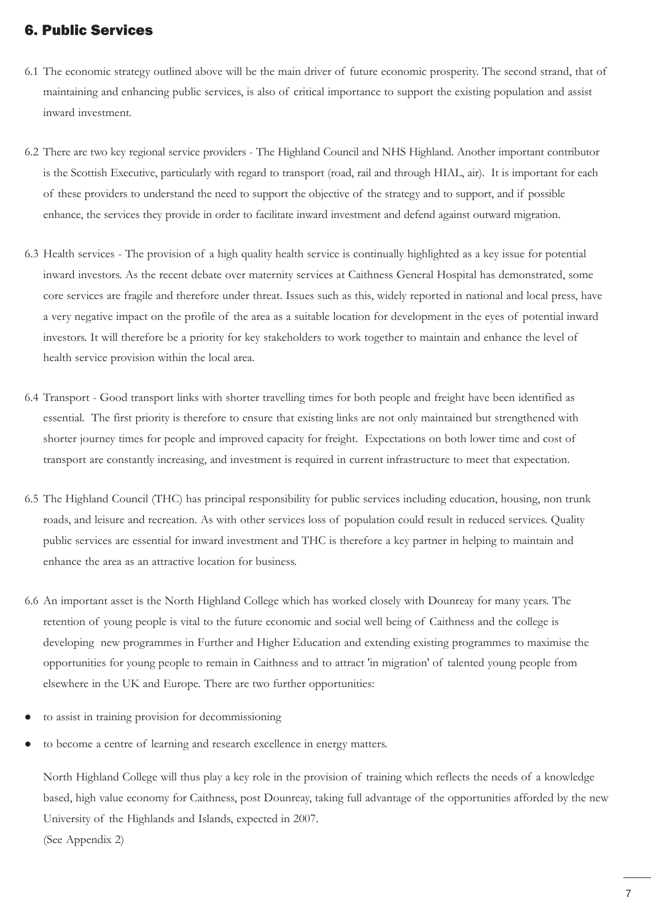## 6. Public Services

6.1 The economic strategy outlined above will be the main driver of future economic prosperity. The second strand, that of maintaining and enhancing public services, is also of critical importance to support the existing population and assist inward investment.

6.2 There are two key regional service providers - The Highland Council and NHS Highland. Another important contributor is the Scottish Executive, particularly with regard to transport (road, rail and through HIAL, air). It is important for each of these providers to understand the need to support the objective of the strategy and to support, and if possible enhance, the services they provide in order to facilitate inward investment and defend against outward migration.

6.3 Health services - The provision of a high quality health service is continually highlighted as a key issue for potential inward investors. As the recent debate over maternity services at Caithness General Hospital has demonstrated, some core services are fragile and therefore under threat. Issues such as this, widely reported in national and local press, have a very negative impact on the profile of the area as a suitable location for development in the eyes of potential inward investors. It will therefore be a priority for key stakeholders to work together to maintain and enhance the level of health service provision within the local area.

6.4 Transport - Good transport links with shorter travelling times for both people and freight have been identified as essential. The first priority is therefore to ensure that existing links are not only maintained but strengthened with shorter journey times for people and improved capacity for freight. Expectations on both lower time and cost of transport are constantly increasing, and investment is required in current infrastructure to meet that expectation.

6.5 The Highland Council (THC) has principal responsibility for public services including education, housing, non trunk roads, and leisure and recreation. As with other services loss of population could result in reduced services. Quality public services are essential for inward investment and THC is therefore a key partner in helping to maintain and enhance the area as an attractive location for business.

6.6 An important asset is the North Highland College which has worked closely with Dounreay for many years. The retention of young people is vital to the future economic and social well being of Caithness and the college is developing new programmes in Further and Higher Education and extending existing programmes to maximise the opportunities for young people to remain in Caithness and to attract 'in migration' of talented young people from elsewhere in the UK and Europe. There are two further opportunities:

- to assist in training provision for decommissioning
- to become a centre of learning and research excellence in energy matters.

North Highland College will thus play a key role in the provision of training which reflects the needs of a knowledge based, high value economy for Caithness, post Dounreay, taking full advantage of the opportunities afforded by the new University of the Highlands and Islands, expected in 2007.
(See Appendix 2)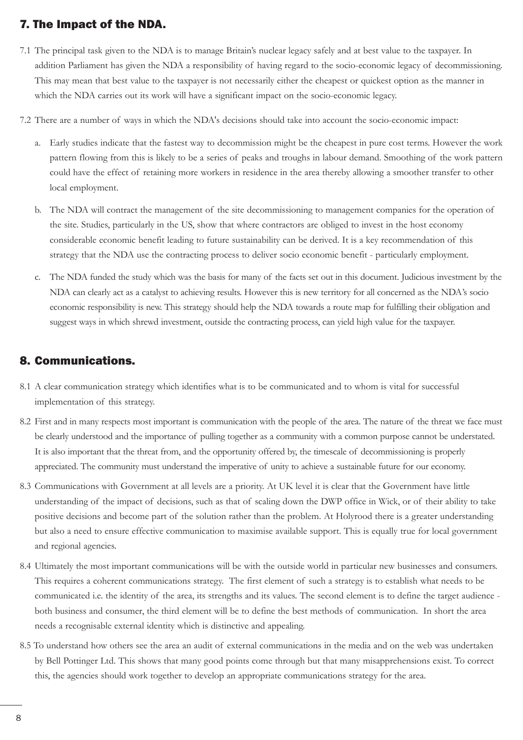## 7. The Impact of the NDA.

7.1 The principal task given to the NDA is to manage Britain's nuclear legacy safely and at best value to the taxpayer. In addition Parliament has given the NDA a responsibility of having regard to the socio-economic legacy of decommissioning. This may mean that best value to the taxpayer is not necessarily either the cheapest or quickest option as the manner in which the NDA carries out its work will have a significant impact on the socio-economic legacy.

7.2 There are a number of ways in which the NDA's decisions should take into account the socio-economic impact:

a. Early studies indicate that the fastest way to decommission might be the cheapest in pure cost terms. However the work pattern flowing from this is likely to be a series of peaks and troughs in labour demand. Smoothing of the work pattern could have the effect of retaining more workers in residence in the area thereby allowing a smoother transfer to other local employment.

b. The NDA will contract the management of the site decommissioning to management companies for the operation of the site. Studies, particularly in the US, show that where contractors are obliged to invest in the host economy considerable economic benefit leading to future sustainability can be derived. It is a key recommendation of this strategy that the NDA use the contracting process to deliver socio economic benefit - particularly employment.

c. The NDA funded the study which was the basis for many of the facts set out in this document. Judicious investment by the NDA can clearly act as a catalyst to achieving results. However this is new territory for all concerned as the NDA's socio economic responsibility is new. This strategy should help the NDA towards a route map for fulfilling their obligation and suggest ways in which shrewd investment, outside the contracting process, can yield high value for the taxpayer.

## 8. Communications.

8.1 A clear communication strategy which identifies what is to be communicated and to whom is vital for successful implementation of this strategy.

8.2 First and in many respects most important is communication with the people of the area. The nature of the threat we face must be clearly understood and the importance of pulling together as a community with a common purpose cannot be understated. It is also important that the threat from, and the opportunity offered by, the timescale of decommissioning is properly appreciated. The community must understand the imperative of unity to achieve a sustainable future for our economy.

8.3 Communications with Government at all levels are a priority. At UK level it is clear that the Government have little understanding of the impact of decisions, such as that of scaling down the DWP office in Wick, or of their ability to take positive decisions and become part of the solution rather than the problem. At Holyrood there is a greater understanding but also a need to ensure effective communication to maximise available support. This is equally true for local government and regional agencies.

8.4 Ultimately the most important communications will be with the outside world in particular new businesses and consumers. This requires a coherent communications strategy. The first element of such a strategy is to establish what needs to be communicated i.e. the identity of the area, its strengths and its values. The second element is to define the target audience - both business and consumer, the third element will be to define the best methods of communication. In short the area needs a recognisable external identity which is distinctive and appealing.

8.5 To understand how others see the area an audit of external communications in the media and on the web was undertaken by Bell Pottinger Ltd. This shows that many good points come through but that many misapprehensions exist. To correct this, the agencies should work together to develop an appropriate communications strategy for the area.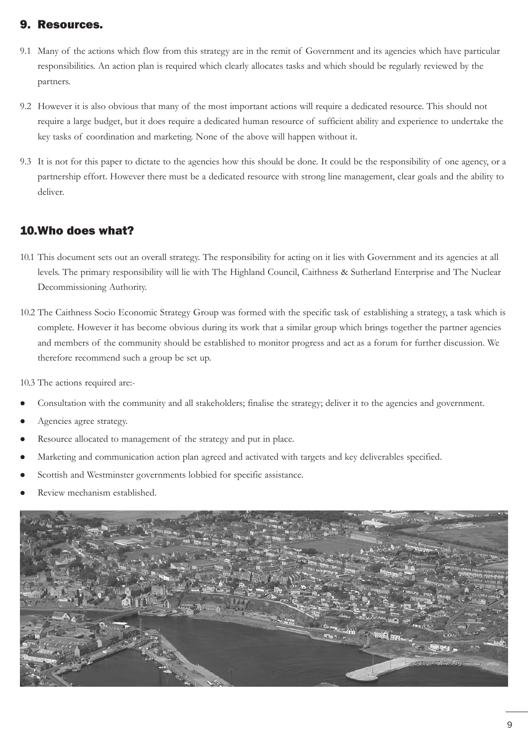## 9. Resources.

9.1 Many of the actions which flow from this strategy are in the remit of Government and its agencies which have particular responsibilities. An action plan is required which clearly allocates tasks and which should be regularly reviewed by the partners.

9.2 However it is also obvious that many of the most important actions will require a dedicated resource. This should not require a large budget, but it does require a dedicated human resource of sufficient ability and experience to undertake the key tasks of coordination and marketing. None of the above will happen without it.

9.3 It is not for this paper to dictate to the agencies how this should be done. It could be the responsibility of one agency, or a partnership effort. However there must be a dedicated resource with strong line management, clear goals and the ability to deliver.

## 10. Who does what?

10.1 This document sets out an overall strategy. The responsibility for acting on it lies with Government and its agencies at all levels. The primary responsibility will lie with The Highland Council, Caithness & Sutherland Enterprise and The Nuclear Decommissioning Authority.

10.2 The Caithness Socio Economic Strategy Group was formed with the specific task of establishing a strategy, a task which is complete. However it has become obvious during its work that a similar group which brings together the partner agencies and members of the community should be established to monitor progress and act as a forum for further discussion. We therefore recommend such a group be set up.

10.3 The actions required are:-

- Consultation with the community and all stakeholders; finalise the strategy; deliver it to the agencies and government.
- Agencies agree strategy.
- Resource allocated to management of the strategy and put in place.
- Marketing and communication action plan agreed and activated with targets and key deliverables specified.
- Scottish and Westminster governments lobbied for specific assistance.
- Review mechanism established.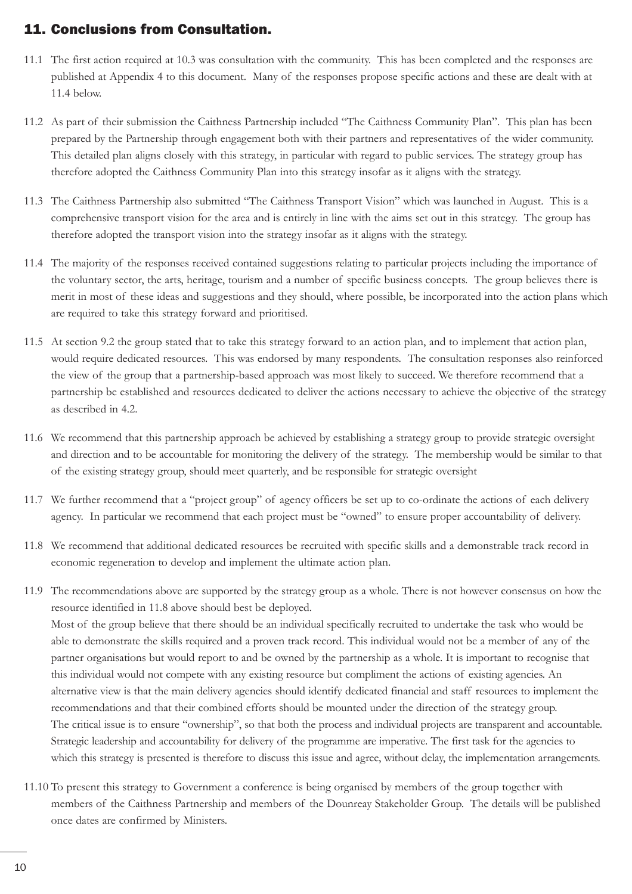## 11. Conclusions from Consultation.

11.1 The first action required at 10.3 was consultation with the community. This has been completed and the responses are published at Appendix 4 to this document. Many of the responses propose specific actions and these are dealt with at 11.4 below.

11.2 As part of their submission the Caithness Partnership included "The Caithness Community Plan". This plan has been prepared by the Partnership through engagement both with their partners and representatives of the wider community. This detailed plan aligns closely with this strategy, in particular with regard to public services. The strategy group has therefore adopted the Caithness Community Plan into this strategy insofar as it aligns with the strategy.

11.3 The Caithness Partnership also submitted "The Caithness Transport Vision" which was launched in August. This is a comprehensive transport vision for the area and is entirely in line with the aims set out in this strategy. The group has therefore adopted the transport vision into the strategy insofar as it aligns with the strategy.

11.4 The majority of the responses received contained suggestions relating to particular projects including the importance of the voluntary sector, the arts, heritage, tourism and a number of specific business concepts. The group believes there is merit in most of these ideas and suggestions and they should, where possible, be incorporated into the action plans which are required to take this strategy forward and prioritised.

11.5 At section 9.2 the group stated that to take this strategy forward to an action plan, and to implement that action plan, would require dedicated resources. This was endorsed by many respondents. The consultation responses also reinforced the view of the group that a partnership-based approach was most likely to succeed. We therefore recommend that a partnership be established and resources dedicated to deliver the actions necessary to achieve the objective of the strategy as described in 4.2.

11.6 We recommend that this partnership approach be achieved by establishing a strategy group to provide strategic oversight and direction and to be accountable for monitoring the delivery of the strategy. The membership would be similar to that of the existing strategy group, should meet quarterly, and be responsible for strategic oversight

11.7 We further recommend that a "project group" of agency officers be set up to co-ordinate the actions of each delivery agency. In particular we recommend that each project must be "owned" to ensure proper accountability of delivery.

11.8 We recommend that additional dedicated resources be recruited with specific skills and a demonstrable track record in economic regeneration to develop and implement the ultimate action plan.

11.9 The recommendations above are supported by the strategy group as a whole. There is not however consensus on how the resource identified in 11.8 above should best be deployed.
Most of the group believe that there should be an individual specifically recruited to undertake the task who would be able to demonstrate the skills required and a proven track record. This individual would not be a member of any of the partner organisations but would report to and be owned by the partnership as a whole. It is important to recognise that this individual would not compete with any existing resource but compliment the actions of existing agencies. An alternative view is that the main delivery agencies should identify dedicated financial and staff resources to implement the recommendations and that their combined efforts should be mounted under the direction of the strategy group.
The critical issue is to ensure "ownership", so that both the process and individual projects are transparent and accountable. Strategic leadership and accountability for delivery of the programme are imperative. The first task for the agencies to which this strategy is presented is therefore to discuss this issue and agree, without delay, the implementation arrangements.

11.10 To present this strategy to Government a conference is being organised by members of the group together with members of the Caithness Partnership and members of the Dounreay Stakeholder Group. The details will be published once dates are confirmed by Ministers.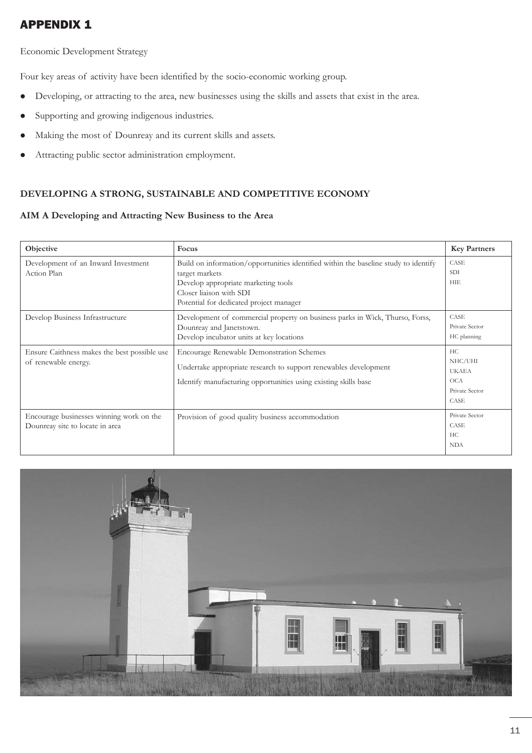# APPENDIX 1

Economic Development Strategy

Four key areas of activity have been identified by the socio-economic working group.

- Developing, or attracting to the area, new businesses using the skills and assets that exist in the area.
- Supporting and growing indigenous industries.
- Making the most of Dounreay and its current skills and assets.
- Attracting public sector administration employment.

**DEVELOPING A STRONG, SUSTAINABLE AND COMPETITIVE ECONOMY**

**AIM A Developing and Attracting New Business to the Area**

| Objective | Focus | Key Partners |
|---|---|---|
| Development of an Inward Investment Action Plan | Build on information/opportunities identified within the baseline study to identify target markets<br>Develop appropriate marketing tools<br>Closer liaison with SDI<br>Potential for dedicated project manager | CASE<br>SDI<br>HIE |
| Develop Business Infrastructure | Development of commercial property on business parks in Wick, Thurso, Forss, Dounreay and Janetstown.<br>Develop incubator units at key locations | CASE<br>Private Sector<br>HC planning |
| Ensure Caithness makes the best possible use of renewable energy. | Encourage Renewable Demonstration Schemes<br>Undertake appropriate research to support renewables development<br>Identify manufacturing opportunities using existing skills base | HC<br>NHC/UHI<br>UKAEA<br>OCA<br>Private Sector<br>CASE |
| Encourage businesses winning work on the Dounreay site to locate in area | Provision of good quality business accommodation | Private Sector<br>CASE<br>HC<br>NDA |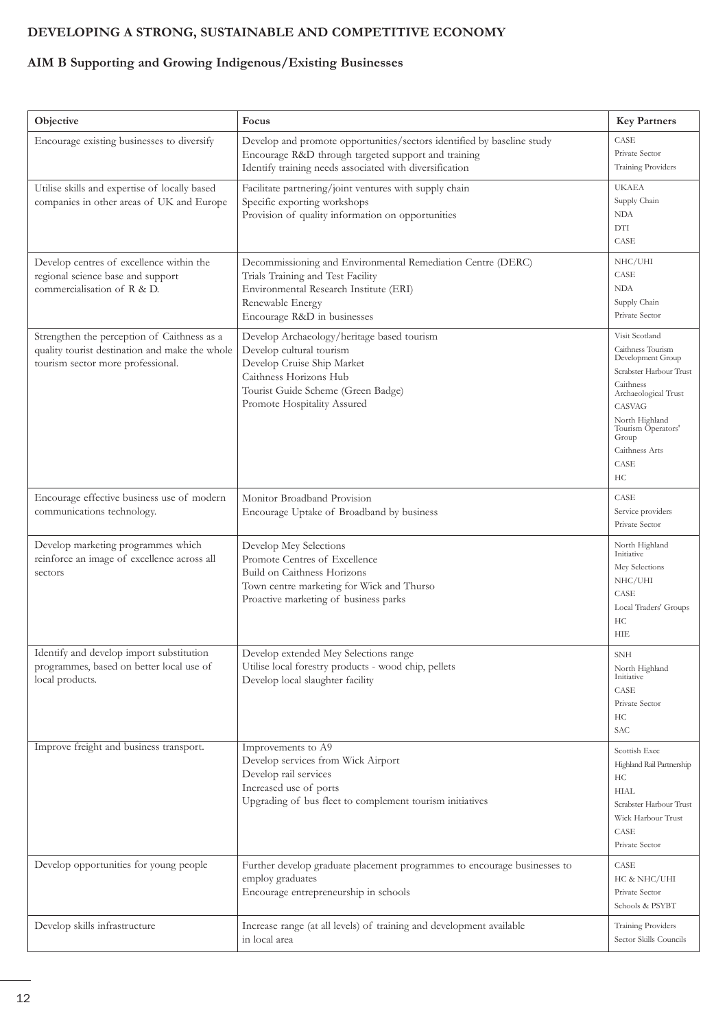**DEVELOPING A STRONG, SUSTAINABLE AND COMPETITIVE ECONOMY**

**AIM B Supporting and Growing Indigenous/Existing Businesses**

| Objective | Focus | Key Partners |
|---|---|---|
| Encourage existing businesses to diversify | Develop and promote opportunities/sectors identified by baseline study<br>Encourage R&D through targeted support and training<br>Identify training needs associated with diversification | CASE<br>Private Sector<br>Training Providers |
| Utilise skills and expertise of locally based companies in other areas of UK and Europe | Facilitate partnering/joint ventures with supply chain<br>Specific exporting workshops<br>Provision of quality information on opportunities | UKAEA<br>Supply Chain<br>NDA<br>DTI<br>CASE |
| Develop centres of excellence within the regional science base and support commercialisation of R & D. | Decommissioning and Environmental Remediation Centre (DERC)<br>Trials Training and Test Facility<br>Environmental Research Institute (ERI)<br>Renewable Energy<br>Encourage R&D in businesses | NHC/UHI<br>CASE<br>NDA<br>Supply Chain<br>Private Sector |
| Strengthen the perception of Caithness as a quality tourist destination and make the whole tourism sector more professional. | Develop Archaeology/heritage based tourism<br>Develop cultural tourism<br>Develop Cruise Ship Market<br>Caithness Horizons Hub<br>Tourist Guide Scheme (Green Badge)<br>Promote Hospitality Assured | Visit Scotland<br>Caithness Tourism Development Group<br>Scrabster Harbour Trust<br>Caithness Archaeological Trust<br>CASVAG<br>North Highland Tourism Operators' Group<br>Caithness Arts<br>CASE<br>HC |
| Encourage effective business use of modern communications technology. | Monitor Broadband Provision<br>Encourage Uptake of Broadband by business | CASE<br>Service providers<br>Private Sector |
| Develop marketing programmes which reinforce an image of excellence across all sectors | Develop Mey Selections<br>Promote Centres of Excellence<br>Build on Caithness Horizons<br>Town centre marketing for Wick and Thurso<br>Proactive marketing of business parks | North Highland Initiative<br>Mey Selections<br>NHC/UHI<br>CASE<br>Local Traders' Groups<br>HC<br>HIE |
| Identify and develop import substitution programmes, based on better local use of local products. | Develop extended Mey Selections range<br>Utilise local forestry products - wood chip, pellets<br>Develop local slaughter facility | SNH<br>North Highland Initiative<br>CASE<br>Private Sector<br>HC<br>SAC |
| Improve freight and business transport. | Improvements to A9<br>Develop services from Wick Airport<br>Develop rail services<br>Increased use of ports<br>Upgrading of bus fleet to complement tourism initiatives | Scottish Exec<br>Highland Rail Partnership<br>HC<br>HIAL<br>Scrabster Harbour Trust<br>Wick Harbour Trust<br>CASE<br>Private Sector |
| Develop opportunities for young people | Further develop graduate placement programmes to encourage businesses to employ graduates<br>Encourage entrepreneurship in schools | CASE<br>HC & NHC/UHI<br>Private Sector<br>Schools & PSYBT |
| Develop skills infrastructure | Increase range (at all levels) of training and development available in local area | Training Providers<br>Sector Skills Councils |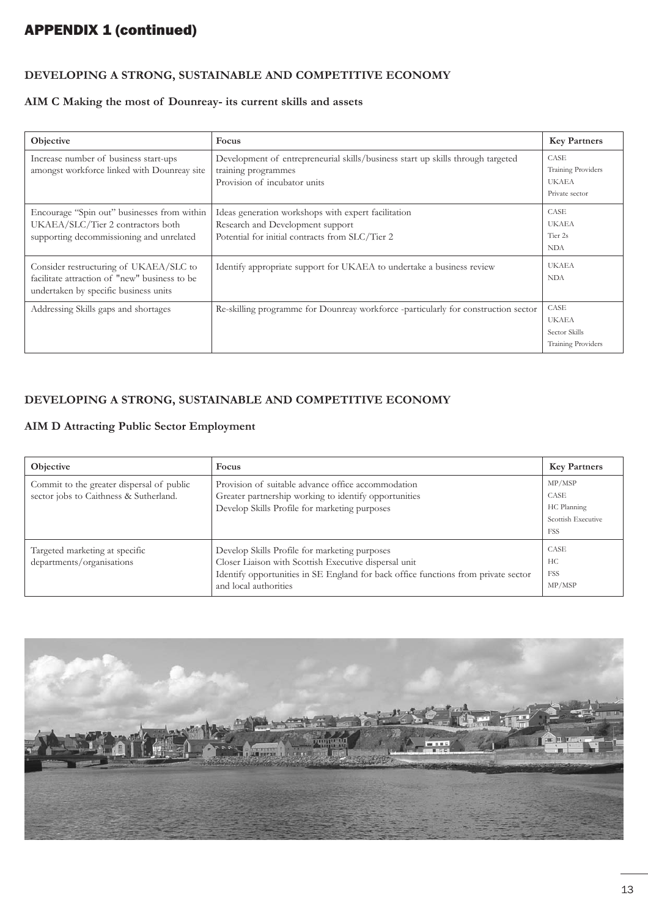# APPENDIX 1 (continued)

### DEVELOPING A STRONG, SUSTAINABLE AND COMPETITIVE ECONOMY

### AIM C Making the most of Dounreay- its current skills and assets

| Objective | Focus | Key Partners |
|---|---|---|
| Increase number of business start-ups amongst workforce linked with Dounreay site | Development of entrepreneurial skills/business start up skills through targeted training programmes<br>Provision of incubator units | CASE<br>Training Providers<br>UKAEA<br>Private sector |
| Encourage "Spin out" businesses from within UKAEA/SLC/Tier 2 contractors both supporting decommissioning and unrelated | Ideas generation workshops with expert facilitation<br>Research and Development support<br>Potential for initial contracts from SLC/Tier 2 | CASE<br>UKAEA<br>Tier 2s<br>NDA |
| Consider restructuring of UKAEA/SLC to facilitate attraction of "new" business to be undertaken by specific business units | Identify appropriate support for UKAEA to undertake a business review | UKAEA<br>NDA |
| Addressing Skills gaps and shortages | Re-skilling programme for Dounreay workforce -particularly for construction sector | CASE<br>UKAEA<br>Sector Skills<br>Training Providers |

### DEVELOPING A STRONG, SUSTAINABLE AND COMPETITIVE ECONOMY

### AIM D Attracting Public Sector Employment

| Objective | Focus | Key Partners |
|---|---|---|
| Commit to the greater dispersal of public sector jobs to Caithness & Sutherland. | Provision of suitable advance office accommodation<br>Greater partnership working to identify opportunities<br>Develop Skills Profile for marketing purposes | MP/MSP<br>CASE<br>HC Planning<br>Scottish Executive<br>FSS |
| Targeted marketing at specific departments/organisations | Develop Skills Profile for marketing purposes<br>Closer Liaison with Scottish Executive dispersal unit<br>Identify opportunities in SE England for back office functions from private sector and local authorities | CASE<br>HC<br>FSS<br>MP/MSP |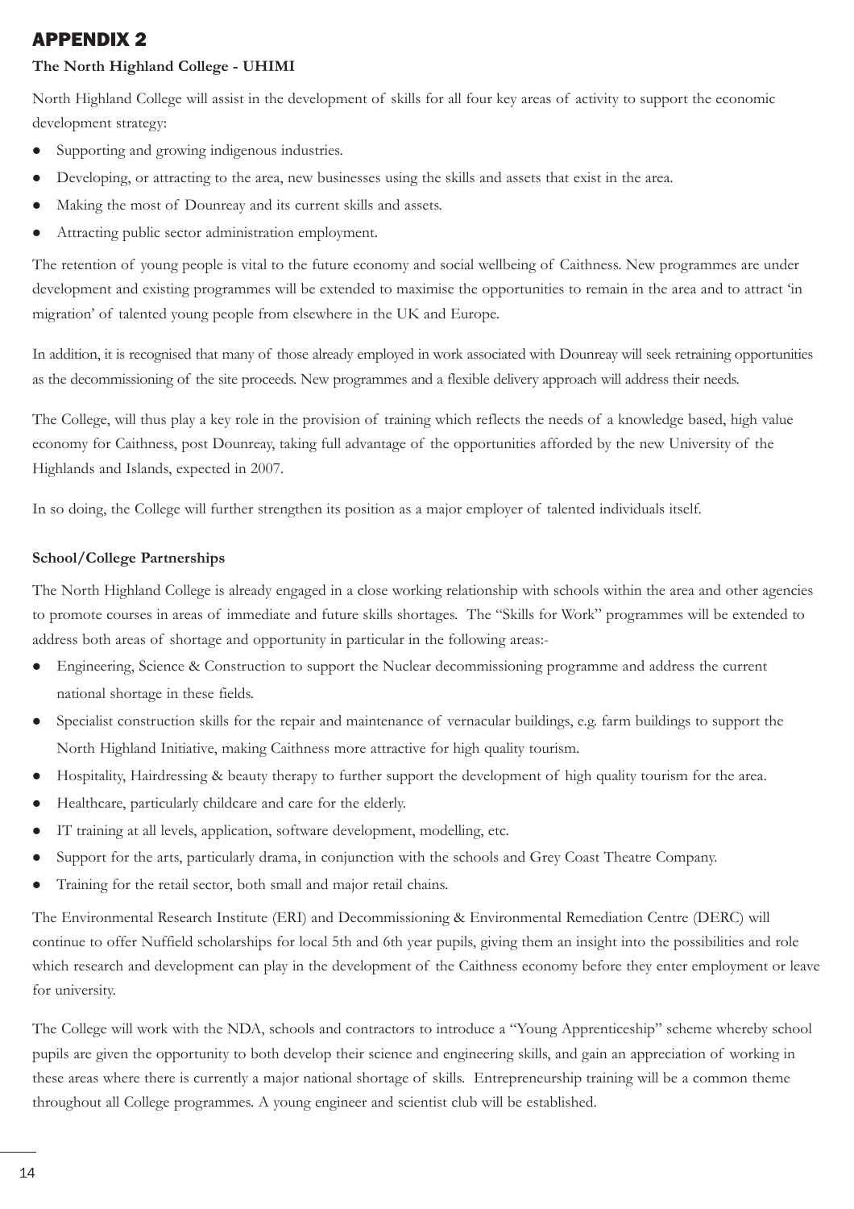# APPENDIX 2

**The North Highland College - UHIMI**

North Highland College will assist in the development of skills for all four key areas of activity to support the economic development strategy:

- Supporting and growing indigenous industries.
- Developing, or attracting to the area, new businesses using the skills and assets that exist in the area.
- Making the most of Dounreay and its current skills and assets.
- Attracting public sector administration employment.

The retention of young people is vital to the future economy and social wellbeing of Caithness. New programmes are under development and existing programmes will be extended to maximise the opportunities to remain in the area and to attract 'in migration' of talented young people from elsewhere in the UK and Europe.

In addition, it is recognised that many of those already employed in work associated with Dounreay will seek retraining opportunities as the decommissioning of the site proceeds. New programmes and a flexible delivery approach will address their needs.

The College, will thus play a key role in the provision of training which reflects the needs of a knowledge based, high value economy for Caithness, post Dounreay, taking full advantage of the opportunities afforded by the new University of the Highlands and Islands, expected in 2007.

In so doing, the College will further strengthen its position as a major employer of talented individuals itself.

**School/College Partnerships**

The North Highland College is already engaged in a close working relationship with schools within the area and other agencies to promote courses in areas of immediate and future skills shortages. The "Skills for Work" programmes will be extended to address both areas of shortage and opportunity in particular in the following areas:-

- Engineering, Science & Construction to support the Nuclear decommissioning programme and address the current national shortage in these fields.
- Specialist construction skills for the repair and maintenance of vernacular buildings, e.g. farm buildings to support the North Highland Initiative, making Caithness more attractive for high quality tourism.
- Hospitality, Hairdressing & beauty therapy to further support the development of high quality tourism for the area.
- Healthcare, particularly childcare and care for the elderly.
- IT training at all levels, application, software development, modelling, etc.
- Support for the arts, particularly drama, in conjunction with the schools and Grey Coast Theatre Company.
- Training for the retail sector, both small and major retail chains.

The Environmental Research Institute (ERI) and Decommissioning & Environmental Remediation Centre (DERC) will continue to offer Nuffield scholarships for local 5th and 6th year pupils, giving them an insight into the possibilities and role which research and development can play in the development of the Caithness economy before they enter employment or leave for university.

The College will work with the NDA, schools and contractors to introduce a "Young Apprenticeship" scheme whereby school pupils are given the opportunity to both develop their science and engineering skills, and gain an appreciation of working in these areas where there is currently a major national shortage of skills. Entrepreneurship training will be a common theme throughout all College programmes. A young engineer and scientist club will be established.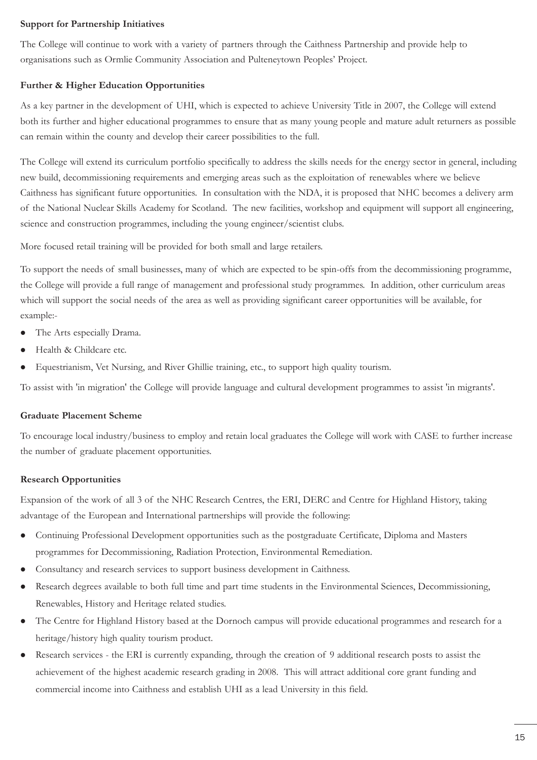**Support for Partnership Initiatives**

The College will continue to work with a variety of partners through the Caithness Partnership and provide help to organisations such as Ormlie Community Association and Pulteneytown Peoples' Project.

**Further & Higher Education Opportunities**

As a key partner in the development of UHI, which is expected to achieve University Title in 2007, the College will extend both its further and higher educational programmes to ensure that as many young people and mature adult returners as possible can remain within the county and develop their career possibilities to the full.

The College will extend its curriculum portfolio specifically to address the skills needs for the energy sector in general, including new build, decommissioning requirements and emerging areas such as the exploitation of renewables where we believe Caithness has significant future opportunities. In consultation with the NDA, it is proposed that NHC becomes a delivery arm of the National Nuclear Skills Academy for Scotland. The new facilities, workshop and equipment will support all engineering, science and construction programmes, including the young engineer/scientist clubs.

More focused retail training will be provided for both small and large retailers.

To support the needs of small businesses, many of which are expected to be spin-offs from the decommissioning programme, the College will provide a full range of management and professional study programmes. In addition, other curriculum areas which will support the social needs of the area as well as providing significant career opportunities will be available, for example:-

- The Arts especially Drama.
- Health & Childcare etc.
- Equestrianism, Vet Nursing, and River Ghillie training, etc., to support high quality tourism.

To assist with 'in migration' the College will provide language and cultural development programmes to assist 'in migrants'.

**Graduate Placement Scheme**

To encourage local industry/business to employ and retain local graduates the College will work with CASE to further increase the number of graduate placement opportunities.

**Research Opportunities**

Expansion of the work of all 3 of the NHC Research Centres, the ERI, DERC and Centre for Highland History, taking advantage of the European and International partnerships will provide the following:

- Continuing Professional Development opportunities such as the postgraduate Certificate, Diploma and Masters programmes for Decommissioning, Radiation Protection, Environmental Remediation.
- Consultancy and research services to support business development in Caithness.
- Research degrees available to both full time and part time students in the Environmental Sciences, Decommissioning, Renewables, History and Heritage related studies.
- The Centre for Highland History based at the Dornoch campus will provide educational programmes and research for a heritage/history high quality tourism product.
- Research services - the ERI is currently expanding, through the creation of 9 additional research posts to assist the achievement of the highest academic research grading in 2008. This will attract additional core grant funding and commercial income into Caithness and establish UHI as a lead University in this field.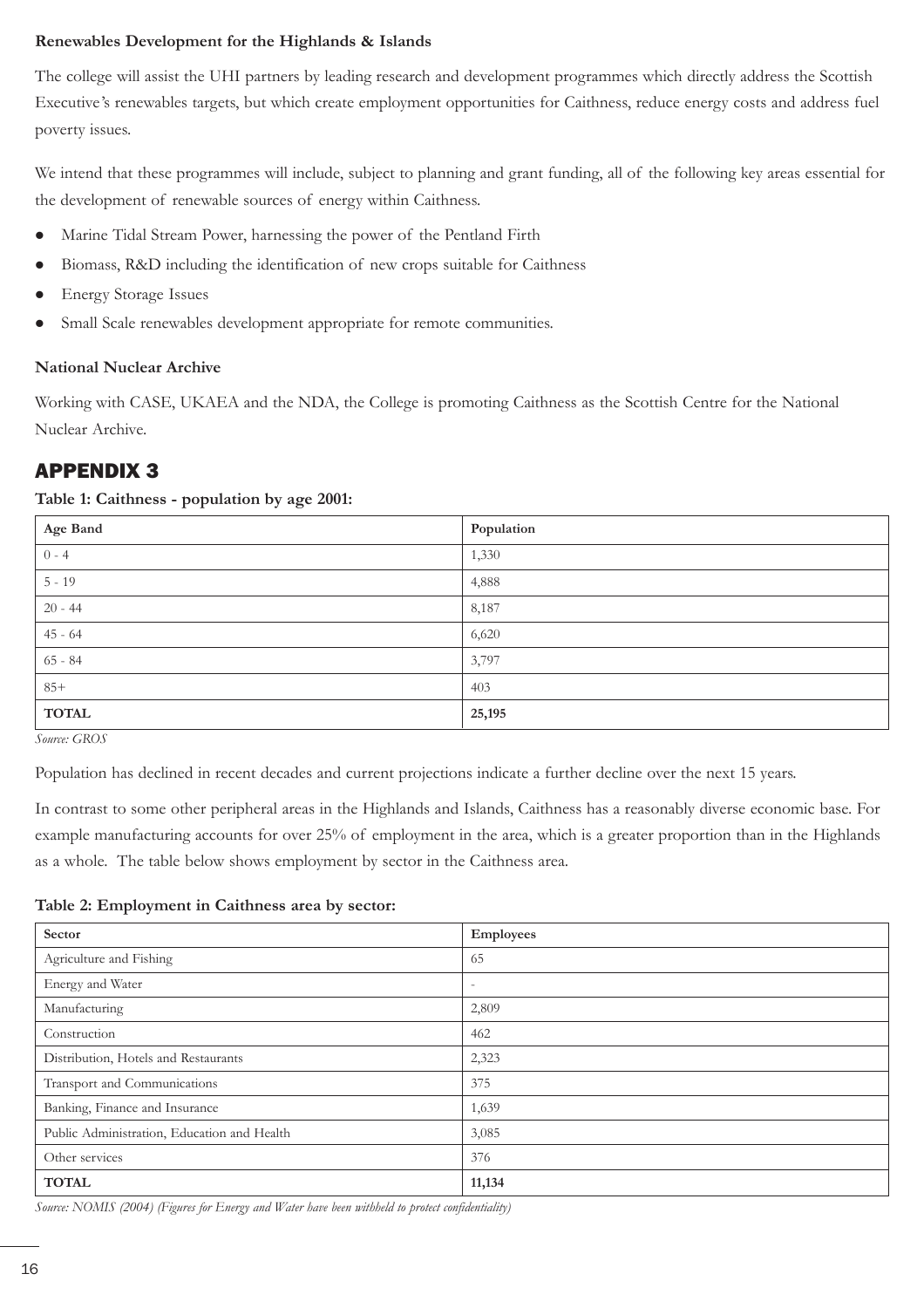**Renewables Development for the Highlands & Islands**

The college will assist the UHI partners by leading research and development programmes which directly address the Scottish Executive's renewables targets, but which create employment opportunities for Caithness, reduce energy costs and address fuel poverty issues.

We intend that these programmes will include, subject to planning and grant funding, all of the following key areas essential for the development of renewable sources of energy within Caithness.

- Marine Tidal Stream Power, harnessing the power of the Pentland Firth
- Biomass, R&D including the identification of new crops suitable for Caithness
- Energy Storage Issues
- Small Scale renewables development appropriate for remote communities.

**National Nuclear Archive**

Working with CASE, UKAEA and the NDA, the College is promoting Caithness as the Scottish Centre for the National Nuclear Archive.

## APPENDIX 3

**Table 1: Caithness - population by age 2001:**

| Age Band | Population |
|---|---|
| 0 - 4 | 1,330 |
| 5 - 19 | 4,888 |
| 20 - 44 | 8,187 |
| 45 - 64 | 6,620 |
| 65 - 84 | 3,797 |
| 85+ | 403 |
| **TOTAL** | **25,195** |

*Source: GROS*

Population has declined in recent decades and current projections indicate a further decline over the next 15 years.

In contrast to some other peripheral areas in the Highlands and Islands, Caithness has a reasonably diverse economic base. For example manufacturing accounts for over 25% of employment in the area, which is a greater proportion than in the Highlands as a whole. The table below shows employment by sector in the Caithness area.

**Table 2: Employment in Caithness area by sector:**

| Sector | Employees |
|---|---|
| Agriculture and Fishing | 65 |
| Energy and Water | - |
| Manufacturing | 2,809 |
| Construction | 462 |
| Distribution, Hotels and Restaurants | 2,323 |
| Transport and Communications | 375 |
| Banking, Finance and Insurance | 1,639 |
| Public Administration, Education and Health | 3,085 |
| Other services | 376 |
| **TOTAL** | **11,134** |

*Source: NOMIS (2004) (Figures for Energy and Water have been withheld to protect confidentiality)*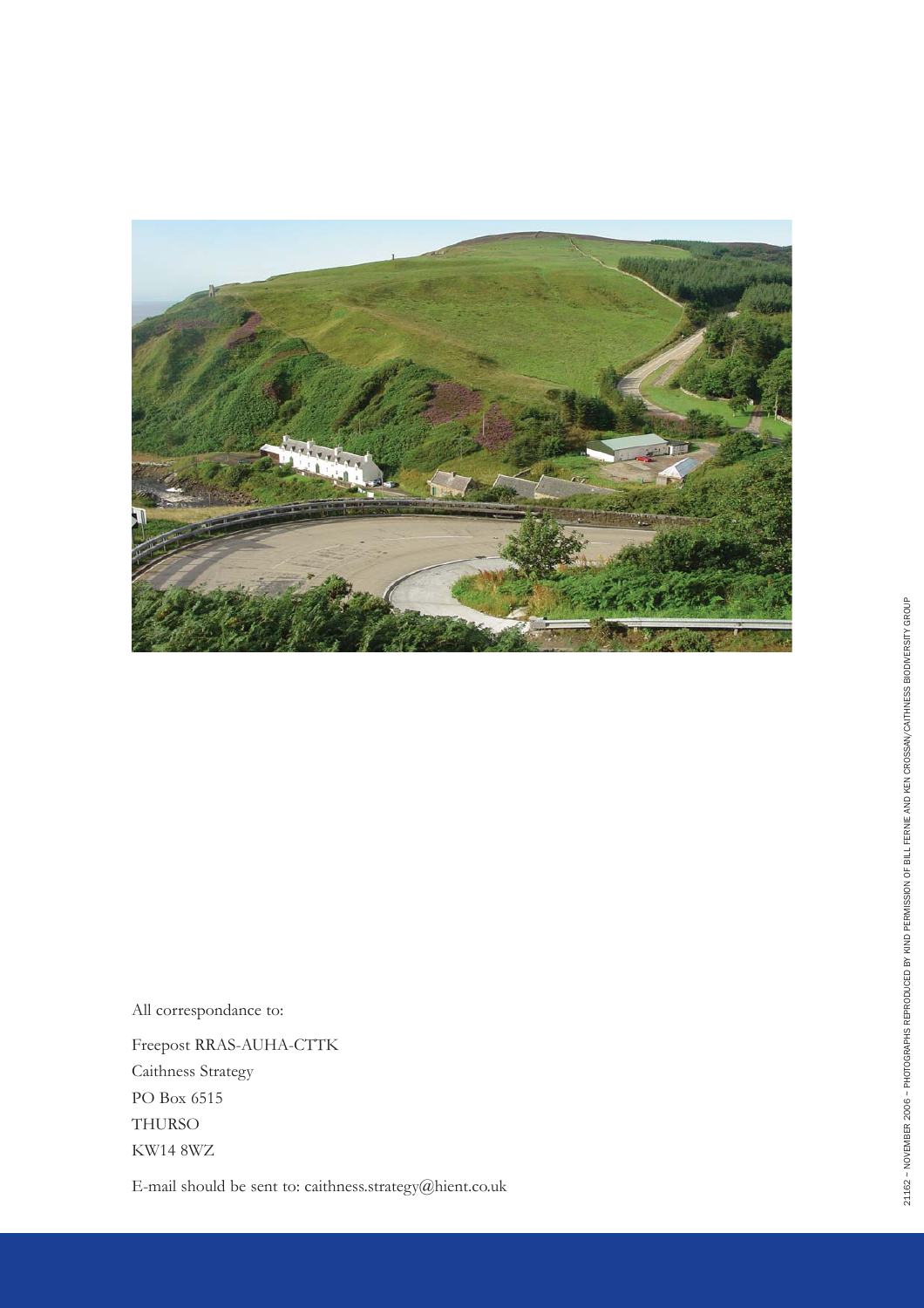All correspondance to:

Freepost RRAS-AUHA-CTTK
Caithness Strategy
PO Box 6515
THURSO
KW14 8WZ

E-mail should be sent to: caithness.strategy@hient.co.uk

21162 – NOVEMBER 2006 – PHOTOGRAPHS REPRODUCED BY KIND PERMISSION OF BILL FERNIE AND KEN CROSSAN/CAITHNESS BIODIVERSITY GROUP